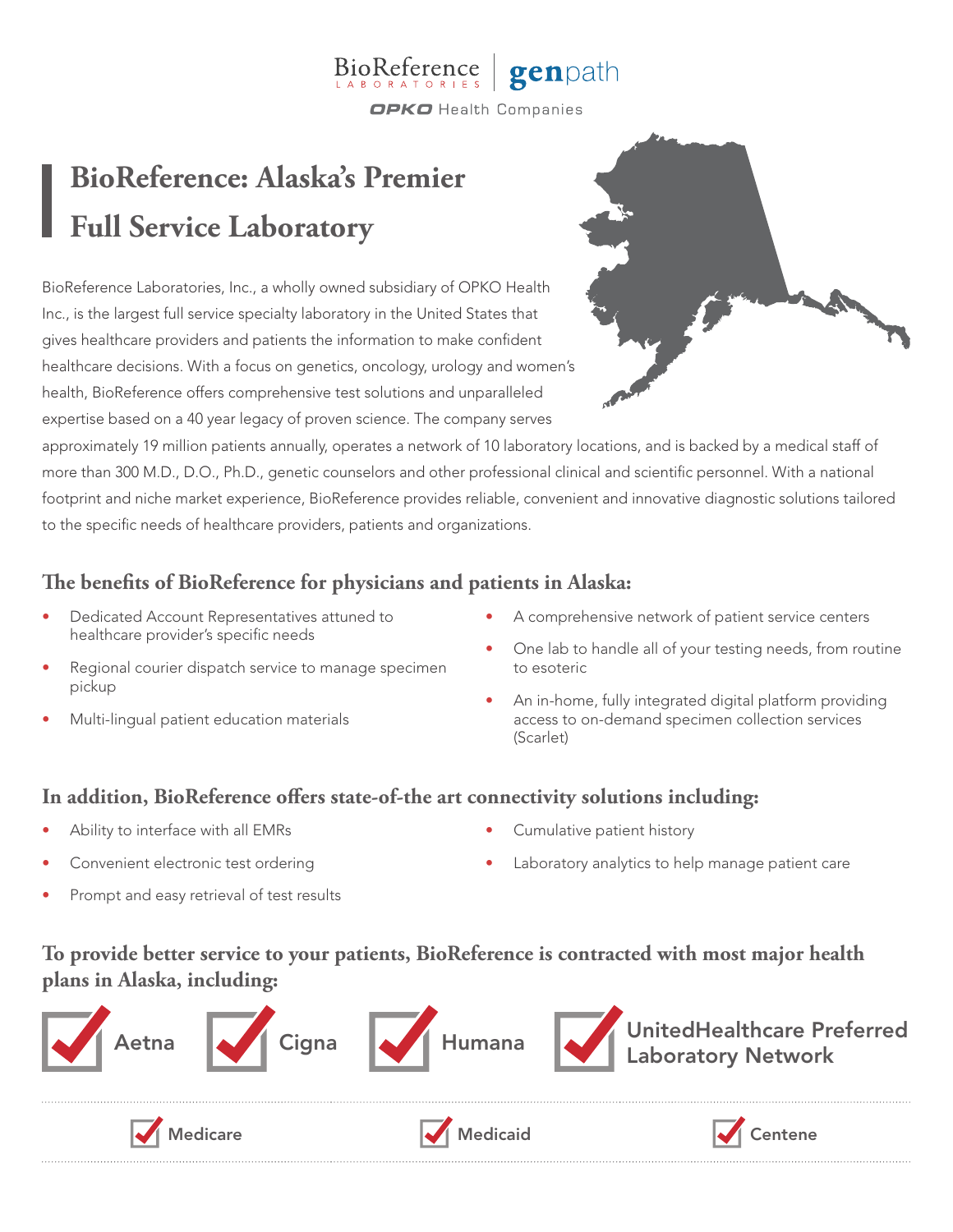BioReference LABORATORIES | genpath

OPKO Health Companies

# BioReference: Alaska's Premier Full Service Laboratory

BioReference Laboratories, Inc., a wholly owned subsidiary of OPKO Health Inc., is the largest full service specialty laboratory in the United States that gives healthcare providers and patients the information to make confident healthcare decisions. With a focus on genetics, oncology, urology and women's health, BioReference offers comprehensive test solutions and unparalleled expertise based on a 40 year legacy of proven science. The company serves approximately 19 million patients annually, operates a network of 10 laboratory locations, and is backed by a medical staff of more than 300 M.D., D.O., Ph.D., genetic counselors and other professional clinical and scientific personnel. With a national footprint and niche market experience, BioReference provides reliable, convenient and innovative diagnostic solutions tailored to the specific needs of healthcare providers, patients and organizations.

## The benefits of BioReference for physicians and patients in Alaska:

- Dedicated Account Representatives attuned to healthcare provider's specific needs
- Regional courier dispatch service to manage specimen pickup
- Multi-lingual patient education materials
- A comprehensive network of patient service centers
- One lab to handle all of your testing needs, from routine to esoteric
- An in-home, fully integrated digital platform providing access to on-demand specimen collection services (Scarlet)

## In addition, BioReference offers state-of-the art connectivity solutions including:

- Ability to interface with all EMRs
- Convenient electronic test ordering
- Prompt and easy retrieval of test results
- Cumulative patient history
- Laboratory analytics to help manage patient care

## To provide better service to your patients, BioReference is contracted with most major health plans in Alaska, including:

- Aetna
- Cigna
- Humana
- UnitedHealthcare Preferred Laboratory Network
- Medicare
- Medicaid
- Centene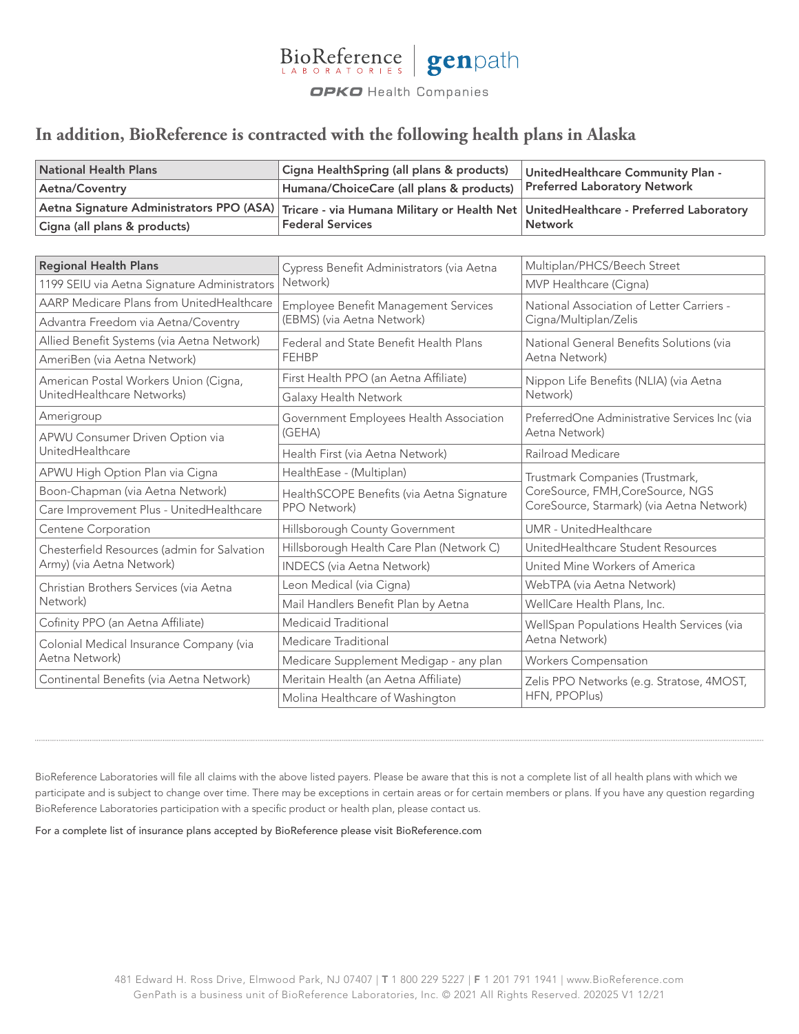## In addition, BioReference is contracted with the following health plans in Alaska

| National Health Plans | | |
|---|---|---|
| Aetna/Coventry | Cigna HealthSpring (all plans & products) | UnitedHealthcare Community Plan - Preferred Laboratory Network |
| Aetna Signature Administrators PPO (ASA) | Humana/ChoiceCare (all plans & products) | UnitedHealthcare - Preferred Laboratory Network |
| Cigna (all plans & products) | Tricare - via Humana Military or Health Net Federal Services | |

| Regional Health Plans | | |
|---|---|---|
| 1199 SEIU via Aetna Signature Administrators | Cypress Benefit Administrators (via Aetna Network) | Multiplan/PHCS/Beech Street |
| AARP Medicare Plans from UnitedHealthcare | Employee Benefit Management Services (EBMS) (via Aetna Network) | MVP Healthcare (Cigna) |
| Advantra Freedom via Aetna/Coventry | Federal and State Benefit Health Plans FEHBP | National Association of Letter Carriers - Cigna/Multiplan/Zelis |
| Allied Benefit Systems (via Aetna Network) | First Health PPO (an Aetna Affiliate) | National General Benefits Solutions (via Aetna Network) |
| AmeriBen (via Aetna Network) | Galaxy Health Network | Nippon Life Benefits (NLIA) (via Aetna Network) |
| American Postal Workers Union (Cigna, UnitedHealthcare Networks) | Government Employees Health Association (GEHA) | PreferredOne Administrative Services Inc (via Aetna Network) |
| Amerigroup | Health First (via Aetna Network) | Railroad Medicare |
| APWU Consumer Driven Option via UnitedHealthcare | HealthEase - (Multiplan) | Trustmark Companies (Trustmark, CoreSource, FMH,CoreSource, NGS CoreSource, Starmark) (via Aetna Network) |
| APWU High Option Plan via Cigna | HealthSCOPE Benefits (via Aetna Signature PPO Network) | UMR - UnitedHealthcare |
| Boon-Chapman (via Aetna Network) | Hillsborough County Government | UnitedHealthcare Student Resources |
| Care Improvement Plus - UnitedHealthcare | Hillsborough Health Care Plan (Network C) | United Mine Workers of America |
| Centene Corporation | INDECS (via Aetna Network) | WebTPA (via Aetna Network) |
| Chesterfield Resources (admin for Salvation Army) (via Aetna Network) | Leon Medical (via Cigna) | WellCare Health Plans, Inc. |
| Christian Brothers Services (via Aetna Network) | Mail Handlers Benefit Plan by Aetna | WellSpan Populations Health Services (via Aetna Network) |
| Cofinity PPO (an Aetna Affiliate) | Medicaid Traditional | Workers Compensation |
| Colonial Medical Insurance Company (via Aetna Network) | Medicare Traditional | Zelis PPO Networks (e.g. Stratose, 4MOST, HFN, PPOPlus) |
| Continental Benefits (via Aetna Network) | Medicare Supplement Medigap - any plan | |
| | Meritain Health (an Aetna Affiliate) | |
| | Molina Healthcare of Washington | |

BioReference Laboratories will file all claims with the above listed payers. Please be aware that this is not a complete list of all health plans with which we participate and is subject to change over time. There may be exceptions in certain areas or for certain members or plans. If you have any question regarding BioReference Laboratories participation with a specific product or health plan, please contact us.

For a complete list of insurance plans accepted by BioReference please visit BioReference.com

481 Edward H. Ross Drive, Elmwood Park, NJ 07407 | T 1 800 229 5227 | F 1 201 791 1941 | www.BioReference.com
GenPath is a business unit of BioReference Laboratories, Inc. © 2021 All Rights Reserved. 202025 V1 12/21